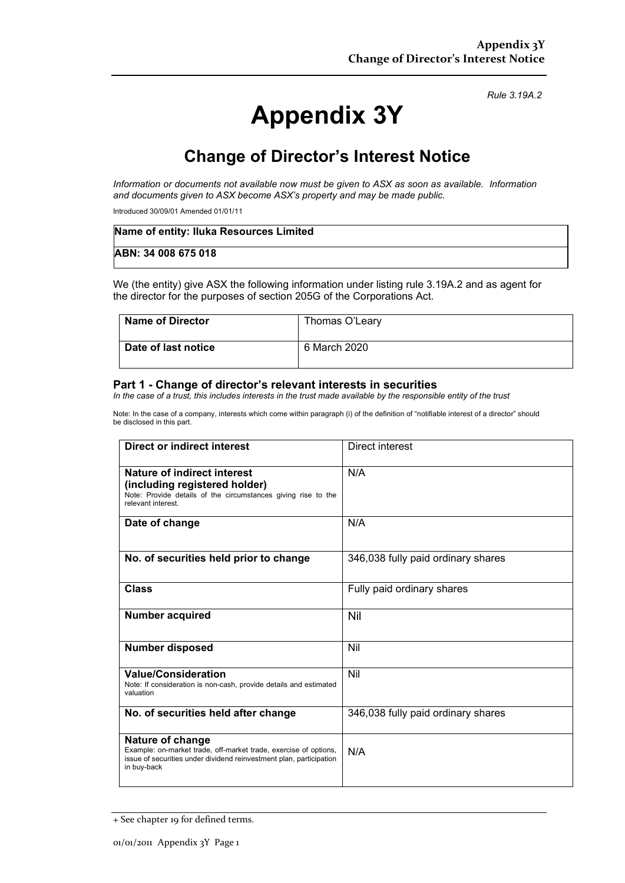*Rule 3.19A.2*

# Appendix 3Y

## Change of Director's Interest Notice

*Information or documents not available now must be given to ASX as soon as available. Information and documents given to ASX become ASX's property and may be made public.*

Introduced 30/09/01 Amended 01/01/11

| **Name of entity: Iluka Resources Limited** |
|---|
| **ABN: 34 008 675 018** |

We (the entity) give ASX the following information under listing rule 3.19A.2 and as agent for the director for the purposes of section 205G of the Corporations Act.

| **Name of Director** | Thomas O'Leary |
|---|---|
| **Date of last notice** | 6 March 2020 |

### Part 1 - Change of director's relevant interests in securities

*In the case of a trust, this includes interests in the trust made available by the responsible entity of the trust*

Note: In the case of a company, interests which come within paragraph (i) of the definition of "notifiable interest of a director" should be disclosed in this part.

| **Direct or indirect interest** | Direct interest |
|---|---|
| **Nature of indirect interest (including registered holder)** Note: Provide details of the circumstances giving rise to the relevant interest. | N/A |
| **Date of change** | N/A |
| **No. of securities held prior to change** | 346,038 fully paid ordinary shares |
| **Class** | Fully paid ordinary shares |
| **Number acquired** | Nil |
| **Number disposed** | Nil |
| **Value/Consideration** Note: If consideration is non-cash, provide details and estimated valuation | Nil |
| **No. of securities held after change** | 346,038 fully paid ordinary shares |
| **Nature of change** Example: on-market trade, off-market trade, exercise of options, issue of securities under dividend reinvestment plan, participation in buy-back | N/A |

+ See chapter 19 for defined terms.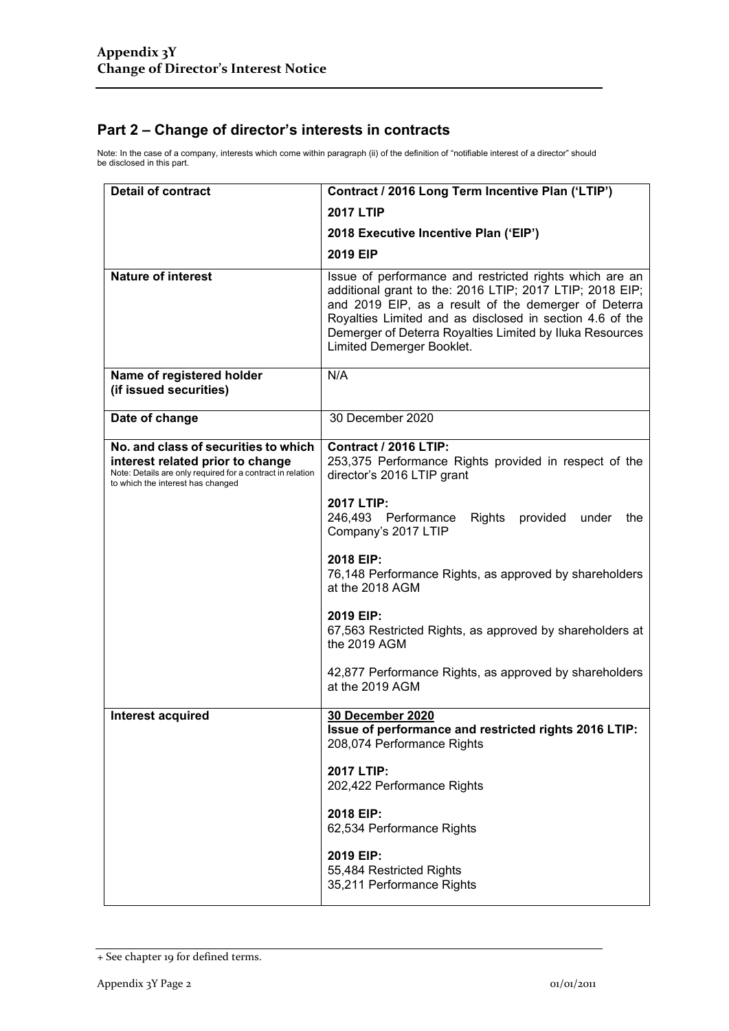## Part 2 – Change of director's interests in contracts

Note: In the case of a company, interests which come within paragraph (ii) of the definition of "notifiable interest of a director" should be disclosed in this part.

| **Detail of contract** | **Contract / 2016 Long Term Incentive Plan ('LTIP')**<br>**2017 LTIP**<br>**2018 Executive Incentive Plan ('EIP')**<br>**2019 EIP** |
|---|---|
| **Nature of interest** | Issue of performance and restricted rights which are an additional grant to the: 2016 LTIP; 2017 LTIP; 2018 EIP; and 2019 EIP, as a result of the demerger of Deterra Royalties Limited and as disclosed in section 4.6 of the Demerger of Deterra Royalties Limited by Iluka Resources Limited Demerger Booklet. |
| **Name of registered holder (if issued securities)** | N/A |
| **Date of change** | 30 December 2020 |
| **No. and class of securities to which interest related prior to change**<br>Note: Details are only required for a contract in relation to which the interest has changed | **Contract / 2016 LTIP:**<br>253,375 Performance Rights provided in respect of the director's 2016 LTIP grant<br><br>**2017 LTIP:**<br>246,493 Performance Rights provided under the Company's 2017 LTIP<br><br>**2018 EIP:**<br>76,148 Performance Rights, as approved by shareholders at the 2018 AGM<br><br>**2019 EIP:**<br>67,563 Restricted Rights, as approved by shareholders at the 2019 AGM<br><br>42,877 Performance Rights, as approved by shareholders at the 2019 AGM |
| **Interest acquired** | **30 December 2020**<br>**Issue of performance and restricted rights 2016 LTIP:**<br>208,074 Performance Rights<br><br>**2017 LTIP:**<br>202,422 Performance Rights<br><br>**2018 EIP:**<br>62,534 Performance Rights<br><br>**2019 EIP:**<br>55,484 Restricted Rights<br>35,211 Performance Rights |

+ See chapter 19 for defined terms.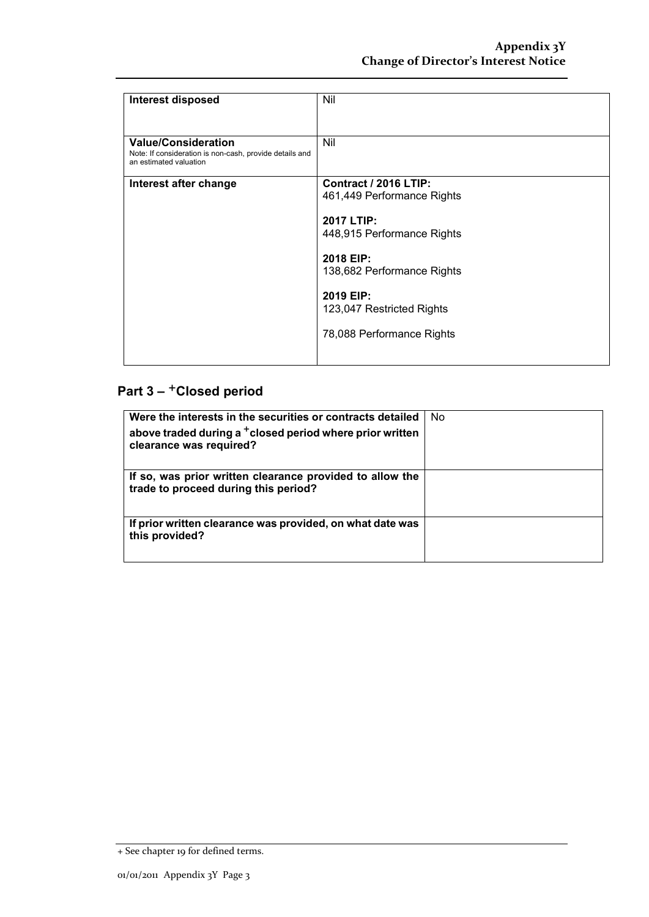| | |
|---|---|
| **Interest disposed** | Nil |
| **Value/Consideration**<br>Note: If consideration is non-cash, provide details and an estimated valuation | Nil |
| **Interest after change** | **Contract / 2016 LTIP:**<br>461,449 Performance Rights<br><br>**2017 LTIP:**<br>448,915 Performance Rights<br><br>**2018 EIP:**<br>138,682 Performance Rights<br><br>**2019 EIP:**<br>123,047 Restricted Rights<br><br>78,088 Performance Rights |

## Part 3 – +Closed period

| | |
|---|---|
| **Were the interests in the securities or contracts detailed above traded during a +closed period where prior written clearance was required?** | No |
| **If so, was prior written clearance provided to allow the trade to proceed during this period?** | |
| **If prior written clearance was provided, on what date was this provided?** | |

+ See chapter 19 for defined terms.